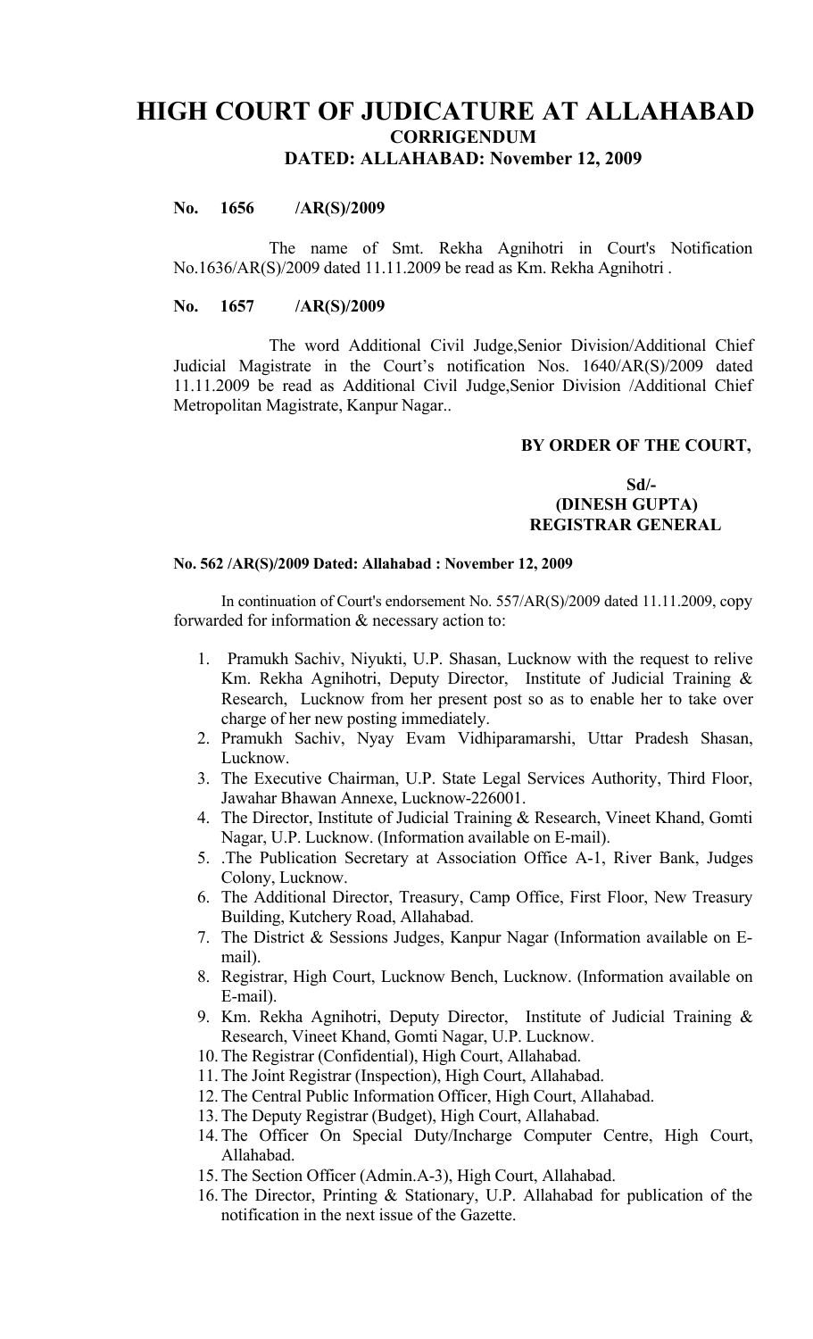# HIGH COURT OF JUDICATURE AT ALLAHABAD

## CORRIGENDUM

### DATED: ALLAHABAD: November 12, 2009

**No. 1656 /AR(S)/2009**

The name of Smt. Rekha Agnihotri in Court's Notification No.1636/AR(S)/2009 dated 11.11.2009 be read as Km. Rekha Agnihotri .

**No. 1657 /AR(S)/2009**

The word Additional Civil Judge,Senior Division/Additional Chief Judicial Magistrate in the Court's notification Nos. 1640/AR(S)/2009 dated 11.11.2009 be read as Additional Civil Judge,Senior Division /Additional Chief Metropolitan Magistrate, Kanpur Nagar..

**BY ORDER OF THE COURT,**

**Sd/-**
**(DINESH GUPTA)**
**REGISTRAR GENERAL**

**No. 562 /AR(S)/2009 Dated: Allahabad : November 12, 2009**

In continuation of Court's endorsement No. 557/AR(S)/2009 dated 11.11.2009, copy forwarded for information & necessary action to:

1. Pramukh Sachiv, Niyukti, U.P. Shasan, Lucknow with the request to relive Km. Rekha Agnihotri, Deputy Director, Institute of Judicial Training & Research, Lucknow from her present post so as to enable her to take over charge of her new posting immediately.
2. Pramukh Sachiv, Nyay Evam Vidhiparamarshi, Uttar Pradesh Shasan, Lucknow.
3. The Executive Chairman, U.P. State Legal Services Authority, Third Floor, Jawahar Bhawan Annexe, Lucknow-226001.
4. The Director, Institute of Judicial Training & Research, Vineet Khand, Gomti Nagar, U.P. Lucknow. (Information available on E-mail).
5. .The Publication Secretary at Association Office A-1, River Bank, Judges Colony, Lucknow.
6. The Additional Director, Treasury, Camp Office, First Floor, New Treasury Building, Kutchery Road, Allahabad.
7. The District & Sessions Judges, Kanpur Nagar (Information available on E-mail).
8. Registrar, High Court, Lucknow Bench, Lucknow. (Information available on E-mail).
9. Km. Rekha Agnihotri, Deputy Director, Institute of Judicial Training & Research, Vineet Khand, Gomti Nagar, U.P. Lucknow.
10. The Registrar (Confidential), High Court, Allahabad.
11. The Joint Registrar (Inspection), High Court, Allahabad.
12. The Central Public Information Officer, High Court, Allahabad.
13. The Deputy Registrar (Budget), High Court, Allahabad.
14. The Officer On Special Duty/Incharge Computer Centre, High Court, Allahabad.
15. The Section Officer (Admin.A-3), High Court, Allahabad.
16. The Director, Printing & Stationary, U.P. Allahabad for publication of the notification in the next issue of the Gazette.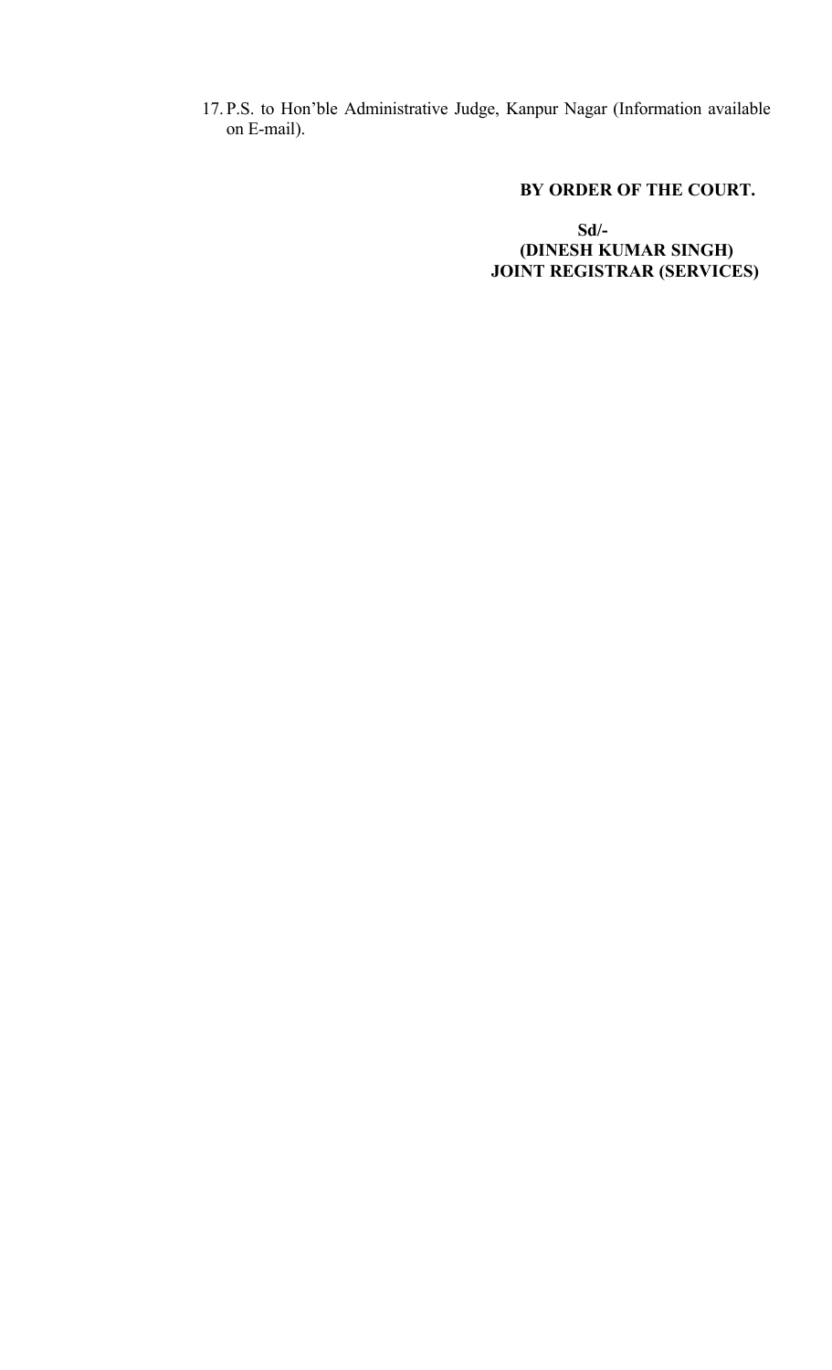17. P.S. to Hon'ble Administrative Judge, Kanpur Nagar (Information available on E-mail).

**BY ORDER OF THE COURT.**

**Sd/-**
**(DINESH KUMAR SINGH)**
**JOINT REGISTRAR (SERVICES)**